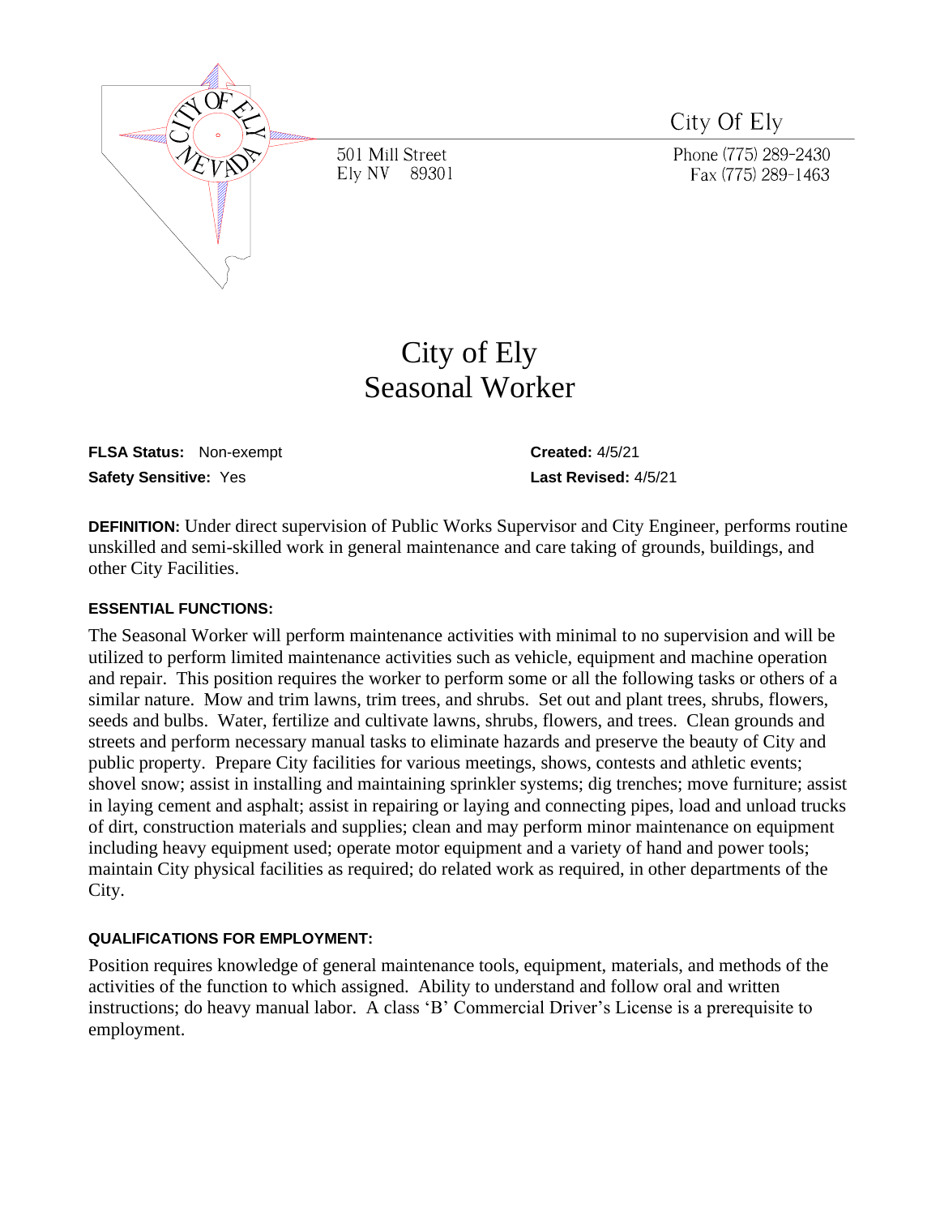City Of Ely

501 Mill Street
Ely NV 89301

Phone (775) 289-2430
Fax (775) 289-1463

# City of Ely
# Seasonal Worker

**FLSA Status:** Non-exempt

**Safety Sensitive:** Yes

**Created:** 4/5/21

**Last Revised:** 4/5/21

**DEFINITION:** Under direct supervision of Public Works Supervisor and City Engineer, performs routine unskilled and semi-skilled work in general maintenance and care taking of grounds, buildings, and other City Facilities.

### ESSENTIAL FUNCTIONS:

The Seasonal Worker will perform maintenance activities with minimal to no supervision and will be utilized to perform limited maintenance activities such as vehicle, equipment and machine operation and repair. This position requires the worker to perform some or all the following tasks or others of a similar nature. Mow and trim lawns, trim trees, and shrubs. Set out and plant trees, shrubs, flowers, seeds and bulbs. Water, fertilize and cultivate lawns, shrubs, flowers, and trees. Clean grounds and streets and perform necessary manual tasks to eliminate hazards and preserve the beauty of City and public property. Prepare City facilities for various meetings, shows, contests and athletic events; shovel snow; assist in installing and maintaining sprinkler systems; dig trenches; move furniture; assist in laying cement and asphalt; assist in repairing or laying and connecting pipes, load and unload trucks of dirt, construction materials and supplies; clean and may perform minor maintenance on equipment including heavy equipment used; operate motor equipment and a variety of hand and power tools; maintain City physical facilities as required; do related work as required, in other departments of the City.

### QUALIFICATIONS FOR EMPLOYMENT:

Position requires knowledge of general maintenance tools, equipment, materials, and methods of the activities of the function to which assigned. Ability to understand and follow oral and written instructions; do heavy manual labor. A class 'B' Commercial Driver's License is a prerequisite to employment.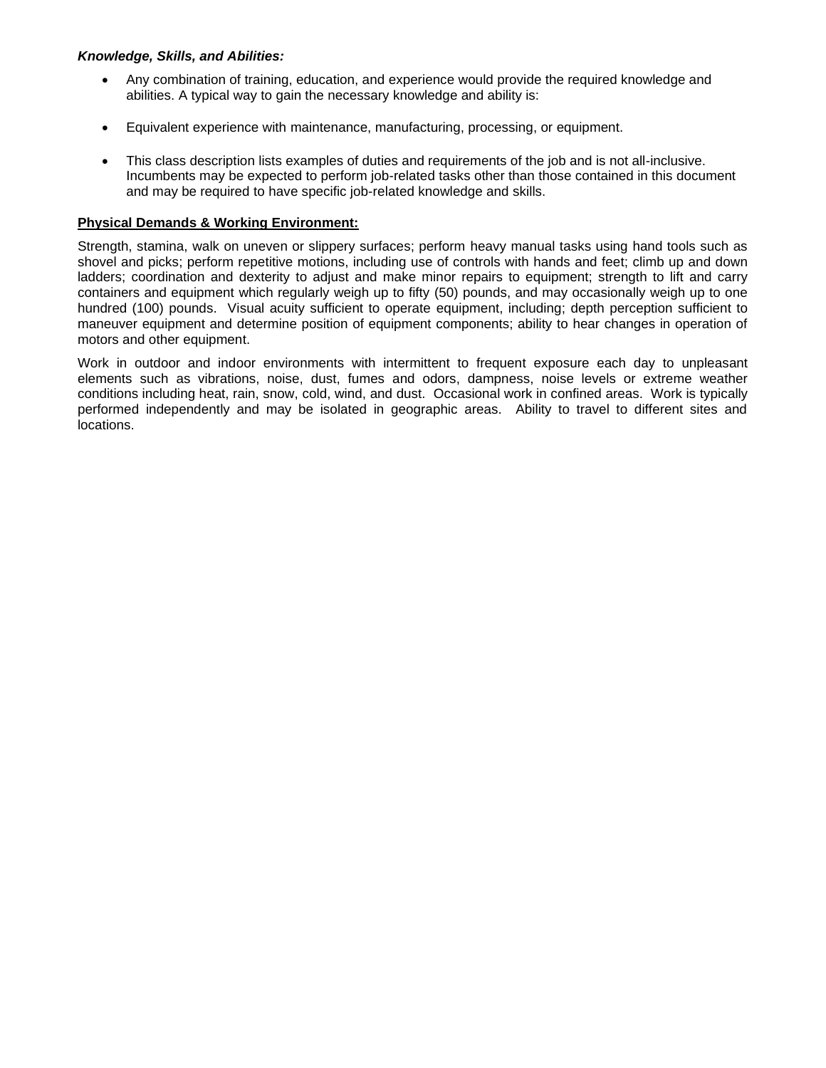***Knowledge, Skills, and Abilities:***

- Any combination of training, education, and experience would provide the required knowledge and abilities. A typical way to gain the necessary knowledge and ability is:

- Equivalent experience with maintenance, manufacturing, processing, or equipment.

- This class description lists examples of duties and requirements of the job and is not all-inclusive. Incumbents may be expected to perform job-related tasks other than those contained in this document and may be required to have specific job-related knowledge and skills.

**Physical Demands & Working Environment:**

Strength, stamina, walk on uneven or slippery surfaces; perform heavy manual tasks using hand tools such as shovel and picks; perform repetitive motions, including use of controls with hands and feet; climb up and down ladders; coordination and dexterity to adjust and make minor repairs to equipment; strength to lift and carry containers and equipment which regularly weigh up to fifty (50) pounds, and may occasionally weigh up to one hundred (100) pounds. Visual acuity sufficient to operate equipment, including; depth perception sufficient to maneuver equipment and determine position of equipment components; ability to hear changes in operation of motors and other equipment.

Work in outdoor and indoor environments with intermittent to frequent exposure each day to unpleasant elements such as vibrations, noise, dust, fumes and odors, dampness, noise levels or extreme weather conditions including heat, rain, snow, cold, wind, and dust. Occasional work in confined areas. Work is typically performed independently and may be isolated in geographic areas. Ability to travel to different sites and locations.